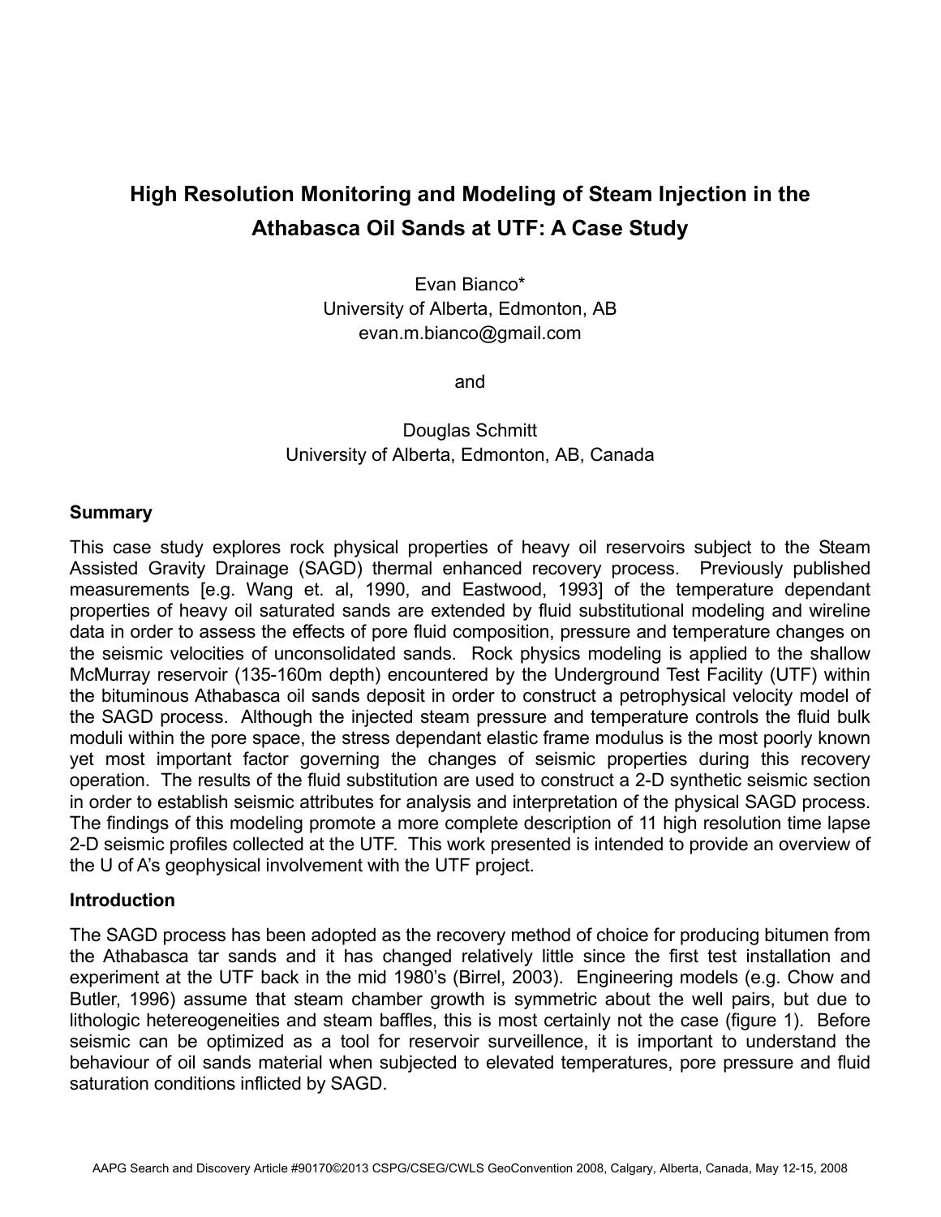# High Resolution Monitoring and Modeling of Steam Injection in the Athabasca Oil Sands at UTF: A Case Study

Evan Bianco*
University of Alberta, Edmonton, AB
evan.m.bianco@gmail.com

and

Douglas Schmitt
University of Alberta, Edmonton, AB, Canada

## Summary

This case study explores rock physical properties of heavy oil reservoirs subject to the Steam Assisted Gravity Drainage (SAGD) thermal enhanced recovery process. Previously published measurements [e.g. Wang et. al, 1990, and Eastwood, 1993] of the temperature dependant properties of heavy oil saturated sands are extended by fluid substitutional modeling and wireline data in order to assess the effects of pore fluid composition, pressure and temperature changes on the seismic velocities of unconsolidated sands. Rock physics modeling is applied to the shallow McMurray reservoir (135-160m depth) encountered by the Underground Test Facility (UTF) within the bituminous Athabasca oil sands deposit in order to construct a petrophysical velocity model of the SAGD process. Although the injected steam pressure and temperature controls the fluid bulk moduli within the pore space, the stress dependant elastic frame modulus is the most poorly known yet most important factor governing the changes of seismic properties during this recovery operation. The results of the fluid substitution are used to construct a 2-D synthetic seismic section in order to establish seismic attributes for analysis and interpretation of the physical SAGD process. The findings of this modeling promote a more complete description of 11 high resolution time lapse 2-D seismic profiles collected at the UTF. This work presented is intended to provide an overview of the U of A's geophysical involvement with the UTF project.

## Introduction

The SAGD process has been adopted as the recovery method of choice for producing bitumen from the Athabasca tar sands and it has changed relatively little since the first test installation and experiment at the UTF back in the mid 1980's (Birrel, 2003). Engineering models (e.g. Chow and Butler, 1996) assume that steam chamber growth is symmetric about the well pairs, but due to lithologic hetereogeneities and steam baffles, this is most certainly not the case (figure 1). Before seismic can be optimized as a tool for reservoir surveillence, it is important to understand the behaviour of oil sands material when subjected to elevated temperatures, pore pressure and fluid saturation conditions inflicted by SAGD.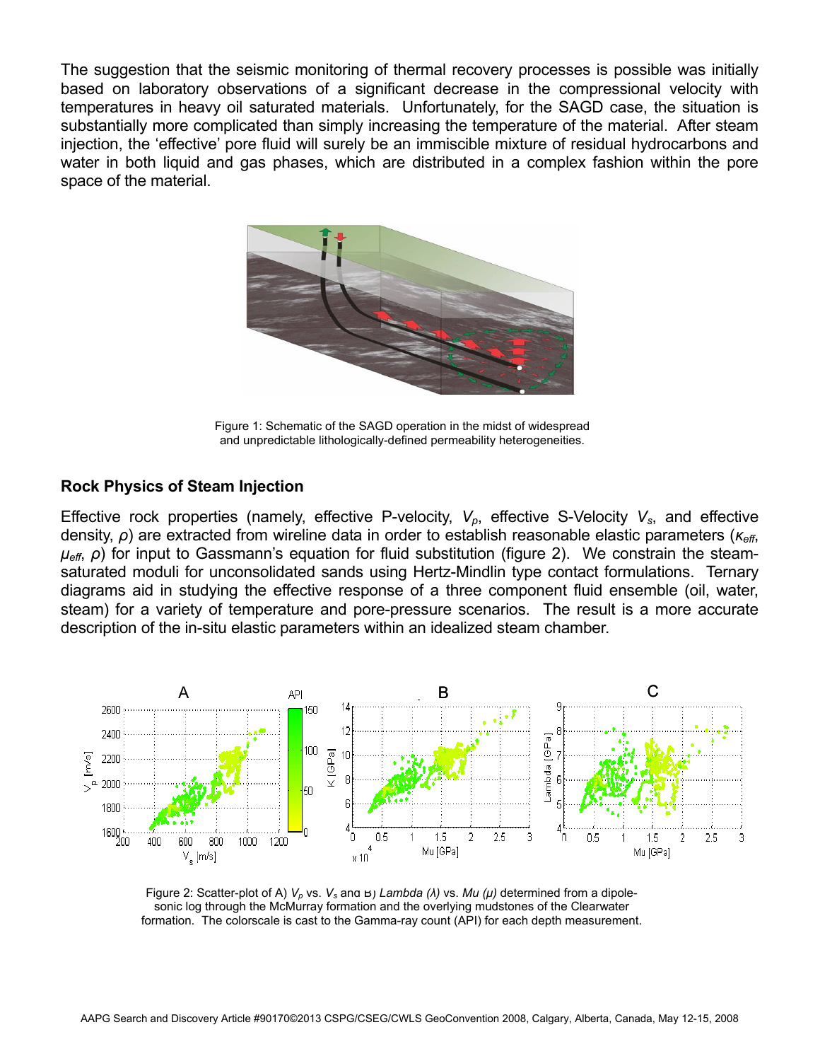The suggestion that the seismic monitoring of thermal recovery processes is possible was initially based on laboratory observations of a significant decrease in the compressional velocity with temperatures in heavy oil saturated materials. Unfortunately, for the SAGD case, the situation is substantially more complicated than simply increasing the temperature of the material. After steam injection, the 'effective' pore fluid will surely be an immiscible mixture of residual hydrocarbons and water in both liquid and gas phases, which are distributed in a complex fashion within the pore space of the material.

Figure 1: Schematic of the SAGD operation in the midst of widespread and unpredictable lithologically-defined permeability heterogeneities.

## Rock Physics of Steam Injection

Effective rock properties (namely, effective P-velocity, $V_p$, effective S-Velocity $V_s$, and effective density, $\rho$) are extracted from wireline data in order to establish reasonable elastic parameters ($\kappa_{eff}$, $\mu_{eff}$, $\rho$) for input to Gassmann's equation for fluid substitution (figure 2). We constrain the steam-saturated moduli for unconsolidated sands using Hertz-Mindlin type contact formulations. Ternary diagrams aid in studying the effective response of a three component fluid ensemble (oil, water, steam) for a variety of temperature and pore-pressure scenarios. The result is a more accurate description of the in-situ elastic parameters within an idealized steam chamber.

Figure 2: Scatter-plot of A) $V_p$ vs. $V_s$ and B) *Lambda ($\lambda$)* vs. *Mu ($\mu$)* determined from a dipole-sonic log through the McMurray formation and the overlying mudstones of the Clearwater formation. The colorscale is cast to the Gamma-ray count (API) for each depth measurement.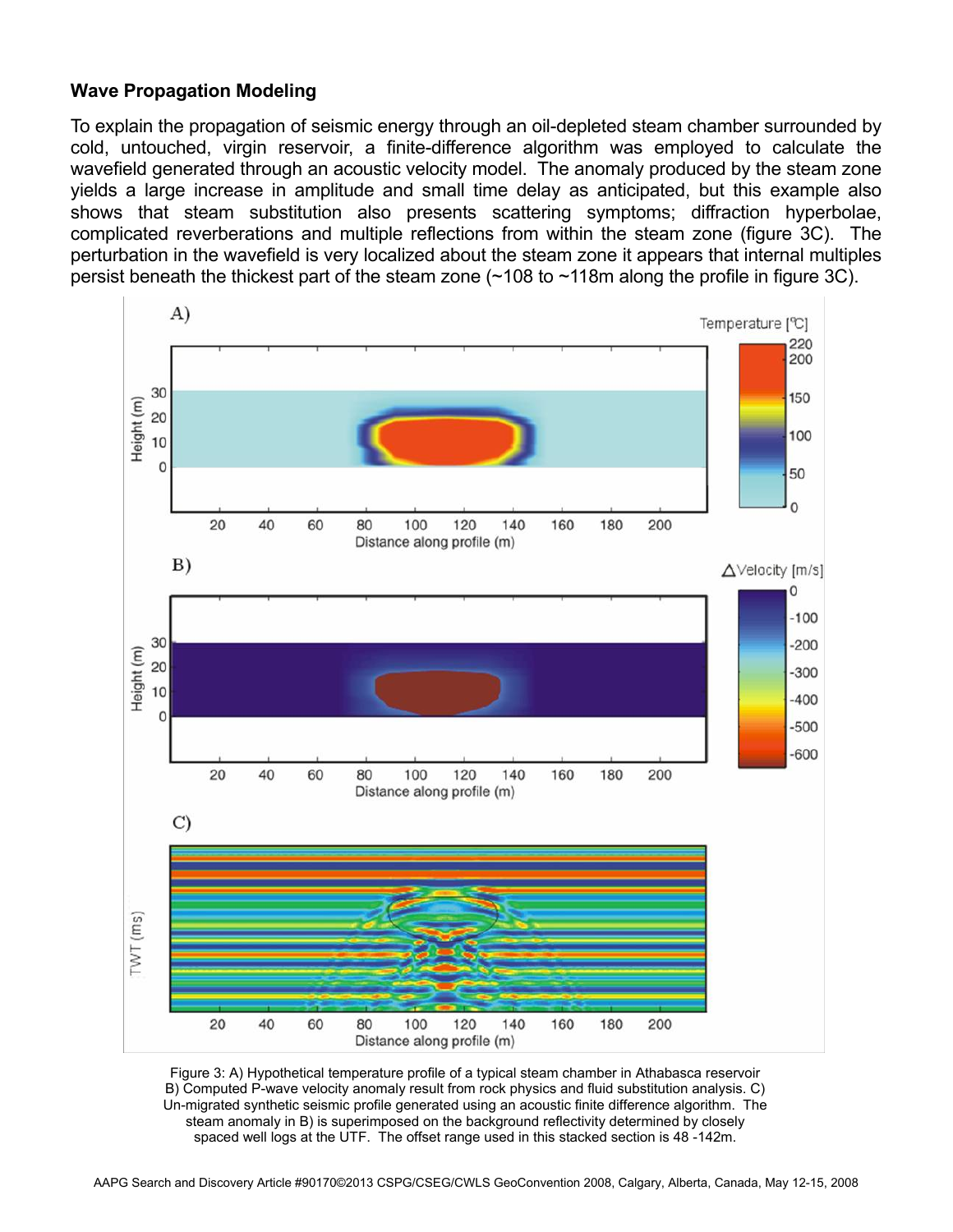### Wave Propagation Modeling

To explain the propagation of seismic energy through an oil-depleted steam chamber surrounded by cold, untouched, virgin reservoir, a finite-difference algorithm was employed to calculate the wavefield generated through an acoustic velocity model. The anomaly produced by the steam zone yields a large increase in amplitude and small time delay as anticipated, but this example also shows that steam substitution also presents scattering symptoms; diffraction hyperbolae, complicated reverberations and multiple reflections from within the steam zone (figure 3C). The perturbation in the wavefield is very localized about the steam zone it appears that internal multiples persist beneath the thickest part of the steam zone (~108 to ~118m along the profile in figure 3C).

Figure 3: A) Hypothetical temperature profile of a typical steam chamber in Athabasca reservoir B) Computed P-wave velocity anomaly result from rock physics and fluid substitution analysis. C) Un-migrated synthetic seismic profile generated using an acoustic finite difference algorithm. The steam anomaly in B) is superimposed on the background reflectivity determined by closely spaced well logs at the UTF. The offset range used in this stacked section is 48 -142m.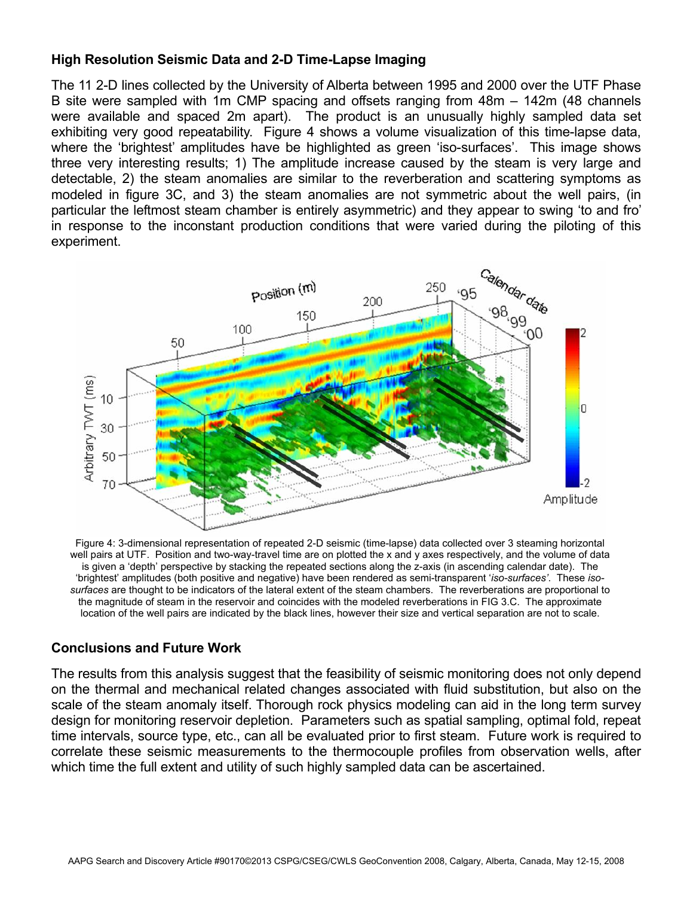### High Resolution Seismic Data and 2-D Time-Lapse Imaging

The 11 2-D lines collected by the University of Alberta between 1995 and 2000 over the UTF Phase B site were sampled with 1m CMP spacing and offsets ranging from 48m – 142m (48 channels were available and spaced 2m apart). The product is an unusually highly sampled data set exhibiting very good repeatability. Figure 4 shows a volume visualization of this time-lapse data, where the 'brightest' amplitudes have be highlighted as green 'iso-surfaces'. This image shows three very interesting results; 1) The amplitude increase caused by the steam is very large and detectable, 2) the steam anomalies are similar to the reverberation and scattering symptoms as modeled in figure 3C, and 3) the steam anomalies are not symmetric about the well pairs, (in particular the leftmost steam chamber is entirely asymmetric) and they appear to swing 'to and fro' in response to the inconstant production conditions that were varied during the piloting of this experiment.

Figure 4: 3-dimensional representation of repeated 2-D seismic (time-lapse) data collected over 3 steaming horizontal well pairs at UTF. Position and two-way-travel time are on plotted the x and y axes respectively, and the volume of data is given a 'depth' perspective by stacking the repeated sections along the z-axis (in ascending calendar date). The 'brightest' amplitudes (both positive and negative) have been rendered as semi-transparent '*iso-surfaces'*. These *iso-surfaces* are thought to be indicators of the lateral extent of the steam chambers. The reverberations are proportional to the magnitude of steam in the reservoir and coincides with the modeled reverberations in FIG 3.C. The approximate location of the well pairs are indicated by the black lines, however their size and vertical separation are not to scale.

### Conclusions and Future Work

The results from this analysis suggest that the feasibility of seismic monitoring does not only depend on the thermal and mechanical related changes associated with fluid substitution, but also on the scale of the steam anomaly itself. Thorough rock physics modeling can aid in the long term survey design for monitoring reservoir depletion. Parameters such as spatial sampling, optimal fold, repeat time intervals, source type, etc., can all be evaluated prior to first steam. Future work is required to correlate these seismic measurements to the thermocouple profiles from observation wells, after which time the full extent and utility of such highly sampled data can be ascertained.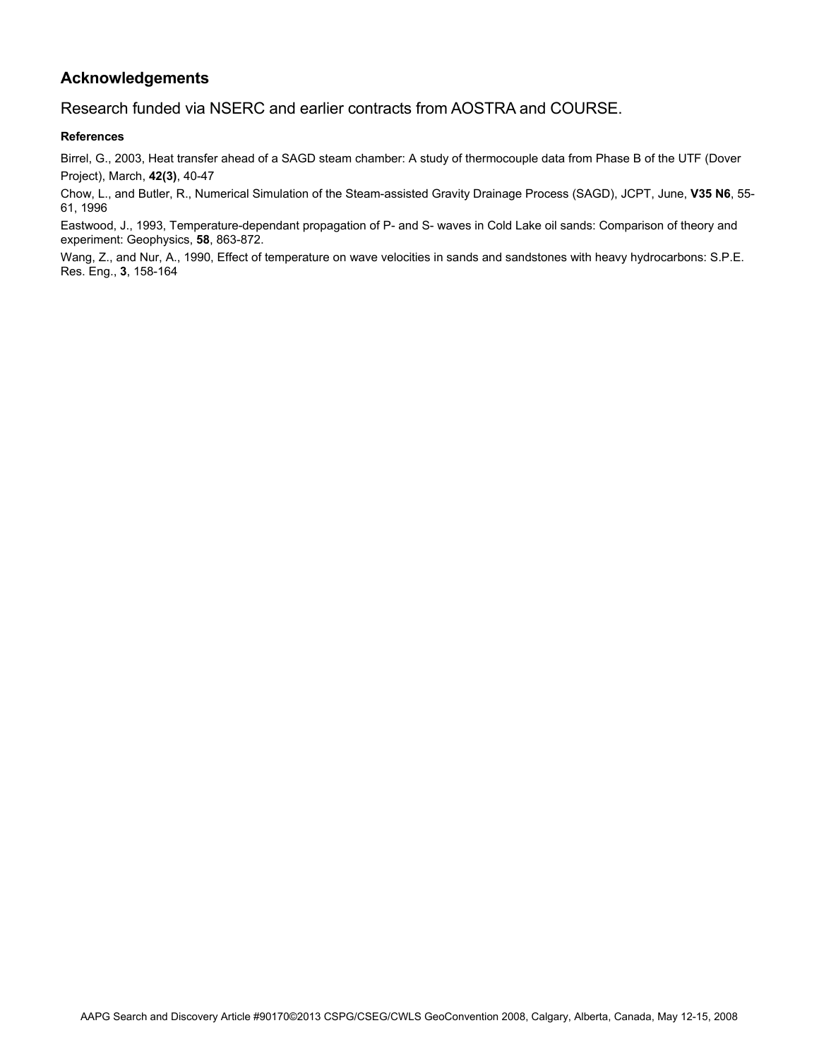## Acknowledgements

Research funded via NSERC and earlier contracts from AOSTRA and COURSE.

### References

Birrel, G., 2003, Heat transfer ahead of a SAGD steam chamber: A study of thermocouple data from Phase B of the UTF (Dover Project), March, **42(3)**, 40-47

Chow, L., and Butler, R., Numerical Simulation of the Steam-assisted Gravity Drainage Process (SAGD), JCPT, June, **V35 N6**, 55-61, 1996

Eastwood, J., 1993, Temperature-dependant propagation of P- and S- waves in Cold Lake oil sands: Comparison of theory and experiment: Geophysics, **58**, 863-872.

Wang, Z., and Nur, A., 1990, Effect of temperature on wave velocities in sands and sandstones with heavy hydrocarbons: S.P.E. Res. Eng., **3**, 158-164